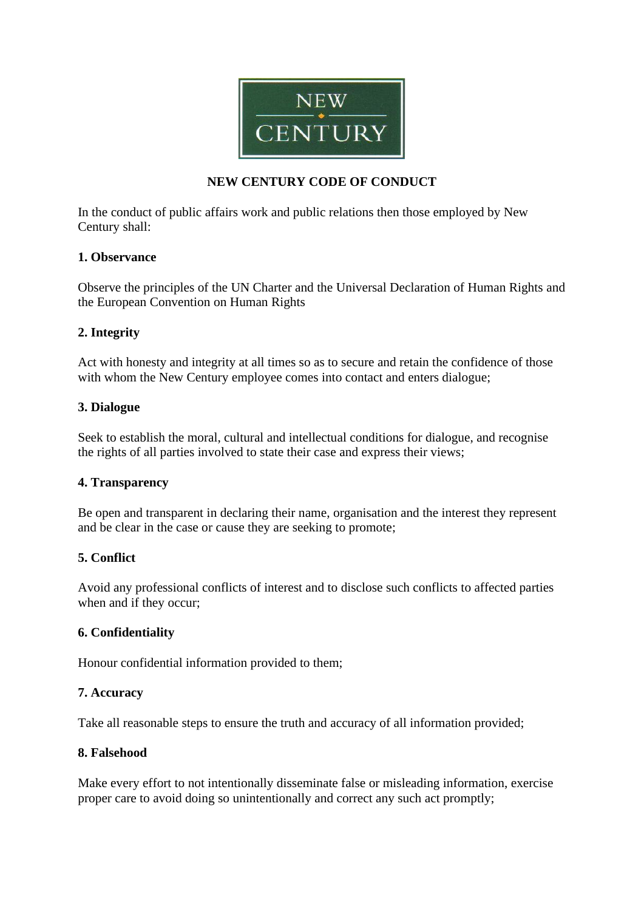NEW CENTURY

# NEW CENTURY CODE OF CONDUCT

In the conduct of public affairs work and public relations then those employed by New Century shall:

### 1. Observance

Observe the principles of the UN Charter and the Universal Declaration of Human Rights and the European Convention on Human Rights

### 2. Integrity

Act with honesty and integrity at all times so as to secure and retain the confidence of those with whom the New Century employee comes into contact and enters dialogue;

### 3. Dialogue

Seek to establish the moral, cultural and intellectual conditions for dialogue, and recognise the rights of all parties involved to state their case and express their views;

### 4. Transparency

Be open and transparent in declaring their name, organisation and the interest they represent and be clear in the case or cause they are seeking to promote;

### 5. Conflict

Avoid any professional conflicts of interest and to disclose such conflicts to affected parties when and if they occur;

### 6. Confidentiality

Honour confidential information provided to them;

### 7. Accuracy

Take all reasonable steps to ensure the truth and accuracy of all information provided;

### 8. Falsehood

Make every effort to not intentionally disseminate false or misleading information, exercise proper care to avoid doing so unintentionally and correct any such act promptly;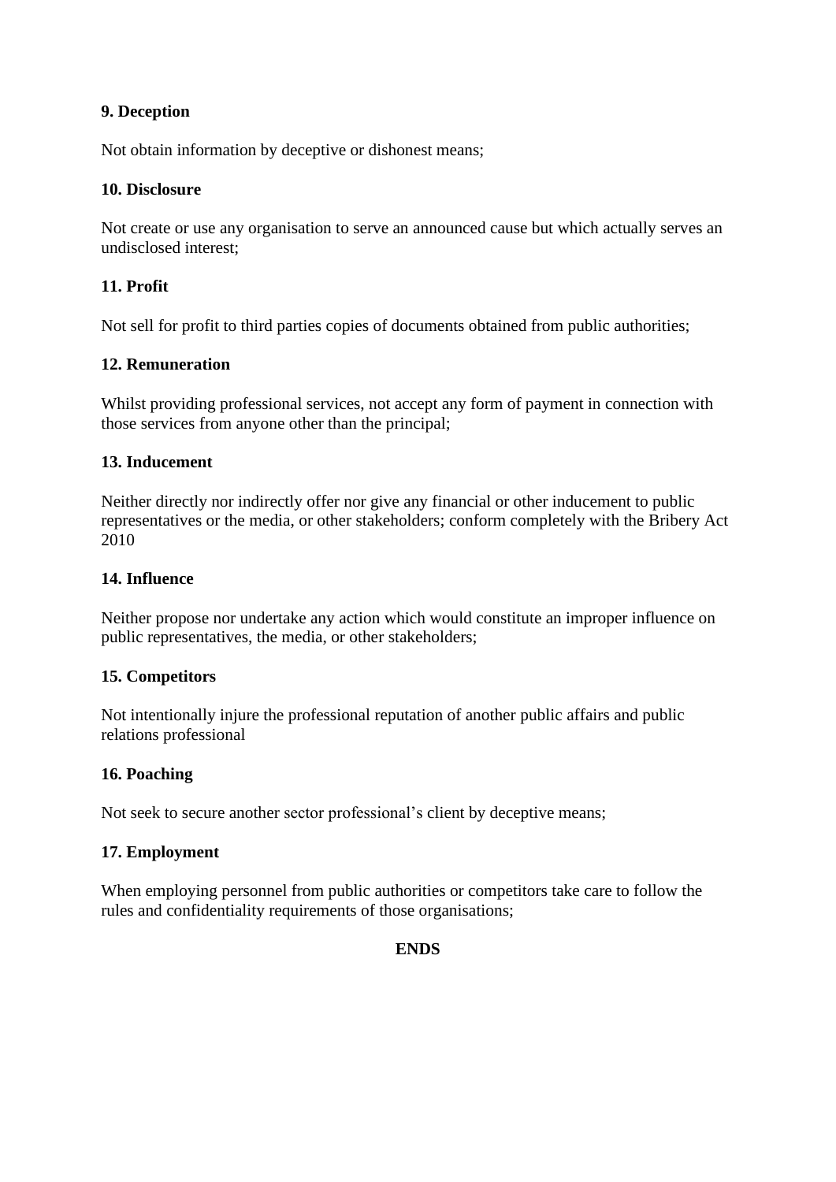**9. Deception**

Not obtain information by deceptive or dishonest means;

**10. Disclosure**

Not create or use any organisation to serve an announced cause but which actually serves an undisclosed interest;

**11. Profit**

Not sell for profit to third parties copies of documents obtained from public authorities;

**12. Remuneration**

Whilst providing professional services, not accept any form of payment in connection with those services from anyone other than the principal;

**13. Inducement**

Neither directly nor indirectly offer nor give any financial or other inducement to public representatives or the media, or other stakeholders; conform completely with the Bribery Act 2010

**14. Influence**

Neither propose nor undertake any action which would constitute an improper influence on public representatives, the media, or other stakeholders;

**15. Competitors**

Not intentionally injure the professional reputation of another public affairs and public relations professional

**16. Poaching**

Not seek to secure another sector professional's client by deceptive means;

**17. Employment**

When employing personnel from public authorities or competitors take care to follow the rules and confidentiality requirements of those organisations;

**ENDS**